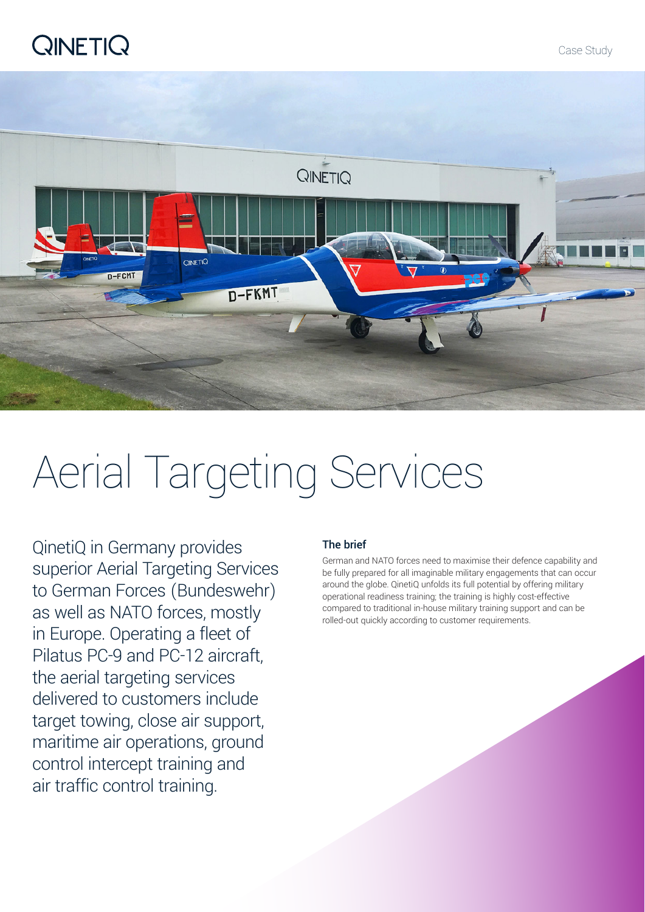# Aerial Targeting Services

QinetiQ in Germany provides superior Aerial Targeting Services to German Forces (Bundeswehr) as well as NATO forces, mostly in Europe. Operating a fleet of Pilatus PC-9 and PC-12 aircraft, the aerial targeting services delivered to customers include target towing, close air support, maritime air operations, ground control intercept training and air traffic control training.

### The brief

German and NATO forces need to maximise their defence capability and be fully prepared for all imaginable military engagements that can occur around the globe. QinetiQ unfolds its full potential by offering military operational readiness training; the training is highly cost-effective compared to traditional in-house military training support and can be rolled-out quickly according to customer requirements.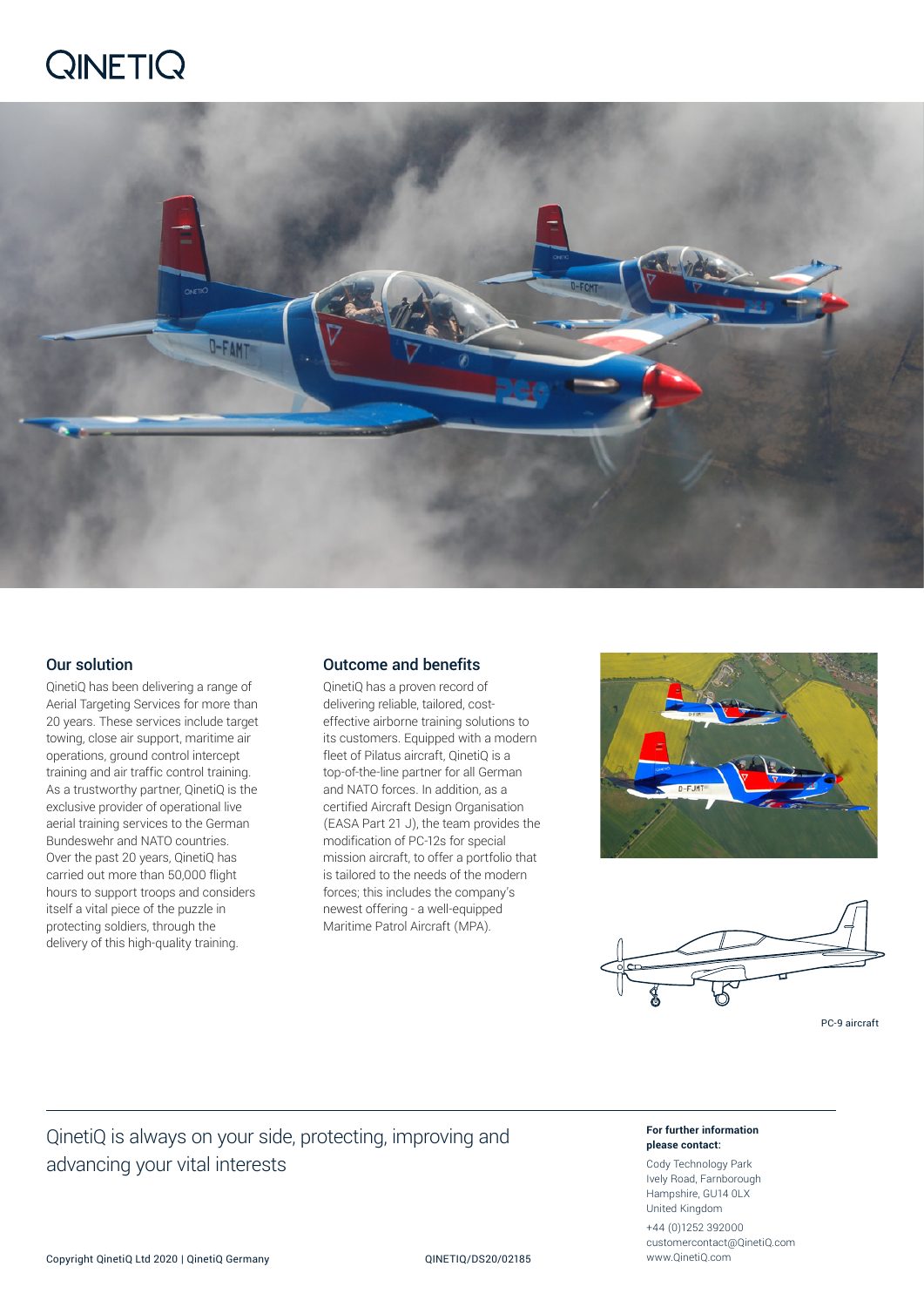## Our solution

QinetiQ has been delivering a range of Aerial Targeting Services for more than 20 years. These services include target towing, close air support, maritime air operations, ground control intercept training and air traffic control training. As a trustworthy partner, QinetiQ is the exclusive provider of operational live aerial training services to the German Bundeswehr and NATO countries. Over the past 20 years, QinetiQ has carried out more than 50,000 flight hours to support troops and considers itself a vital piece of the puzzle in protecting soldiers, through the delivery of this high-quality training.

## Outcome and benefits

QinetiQ has a proven record of delivering reliable, tailored, cost-effective airborne training solutions to its customers. Equipped with a modern fleet of Pilatus aircraft, QinetiQ is a top-of-the-line partner for all German and NATO forces. In addition, as a certified Aircraft Design Organisation (EASA Part 21 J), the team provides the modification of PC-12s for special mission aircraft, to offer a portfolio that is tailored to the needs of the modern forces; this includes the company's newest offering - a well-equipped Maritime Patrol Aircraft (MPA).

PC-9 aircraft

QinetiQ is always on your side, protecting, improving and advancing your vital interests

**For further information please contact:**

Cody Technology Park
Ively Road, Farnborough
Hampshire, GU14 0LX
United Kingdom

+44 (0)1252 392000
customercontact@QinetiQ.com
www.QinetiQ.com

Copyright QinetiQ Ltd 2020 | QinetiQ Germany

QINETIQ/DS20/02185